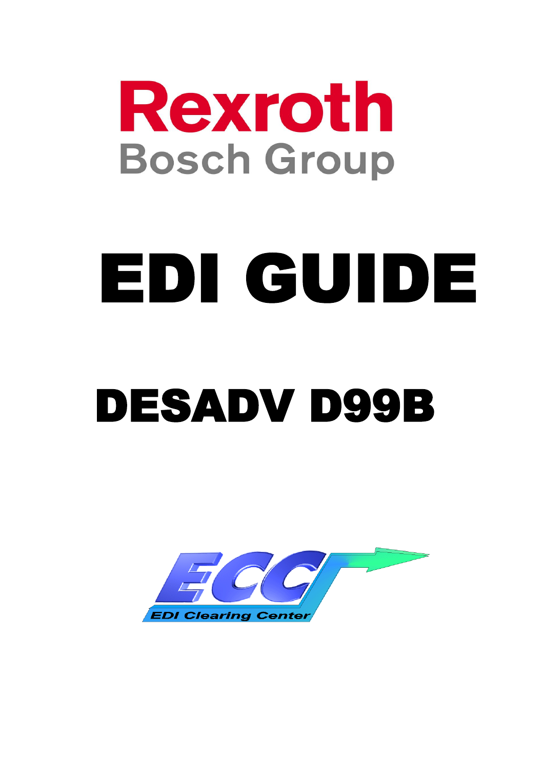Rexroth
Bosch Group

# EDI GUIDE

# DESADV D99B

ECC
EDI Clearing Center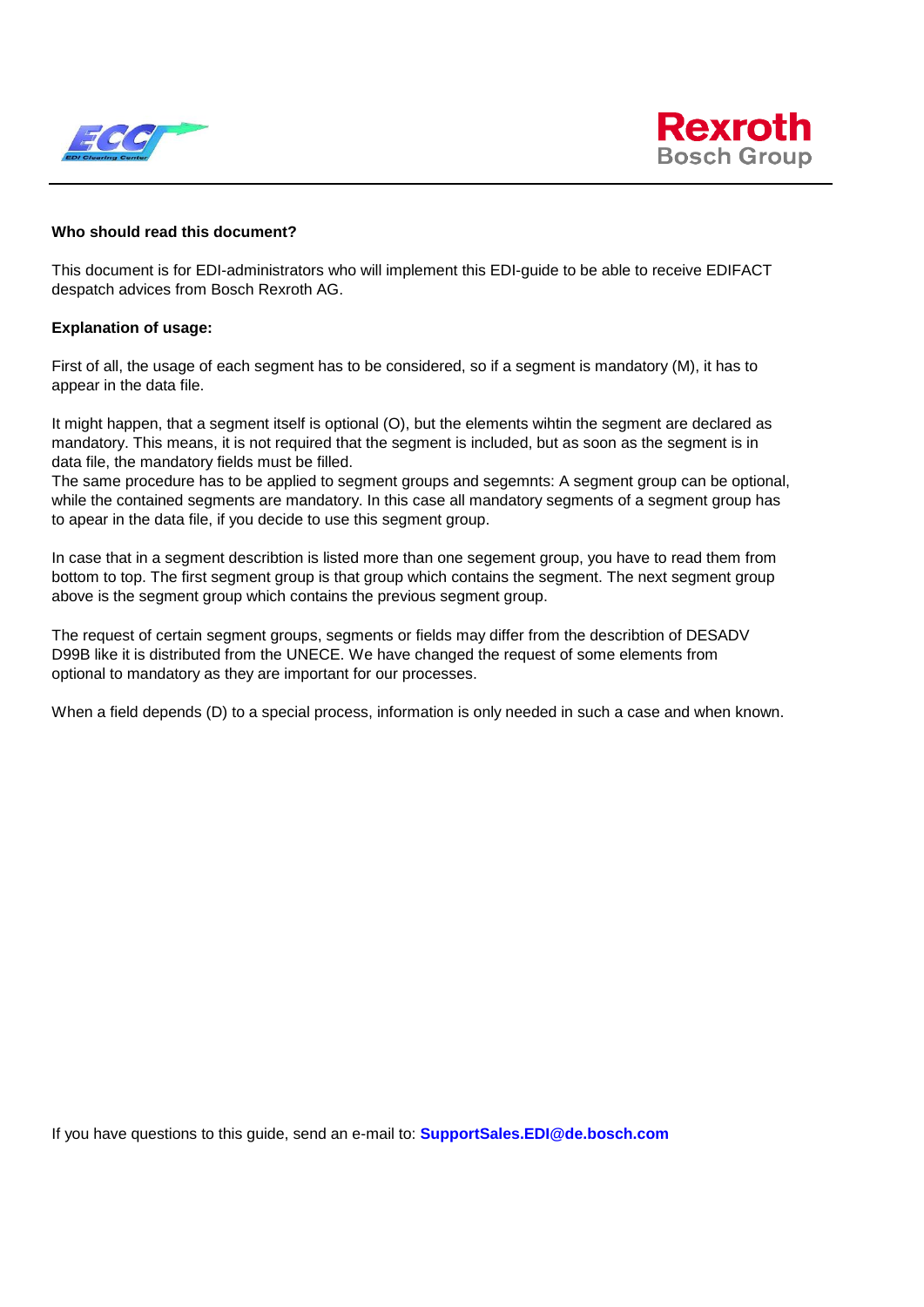**Who should read this document?**

This document is for EDI-administrators who will implement this EDI-guide to be able to receive EDIFACT despatch advices from Bosch Rexroth AG.

**Explanation of usage:**

First of all, the usage of each segment has to be considered, so if a segment is mandatory (M), it has to appear in the data file.

It might happen, that a segment itself is optional (O), but the elements wihtin the segment are declared as mandatory. This means, it is not required that the segment is included, but as soon as the segment is in data file, the mandatory fields must be filled.
The same procedure has to be applied to segment groups and segemnts: A segment group can be optional, while the contained segments are mandatory. In this case all mandatory segments of a segment group has to apear in the data file, if you decide to use this segment group.

In case that in a segment describtion is listed more than one segement group, you have to read them from bottom to top. The first segment group is that group which contains the segment. The next segment group above is the segment group which contains the previous segment group.

The request of certain segment groups, segments or fields may differ from the describtion of DESADV D99B like it is distributed from the UNECE. We have changed the request of some elements from optional to mandatory as they are important for our processes.

When a field depends (D) to a special process, information is only needed in such a case and when known.

If you have questions to this guide, send an e-mail to: **SupportSales.EDI@de.bosch.com**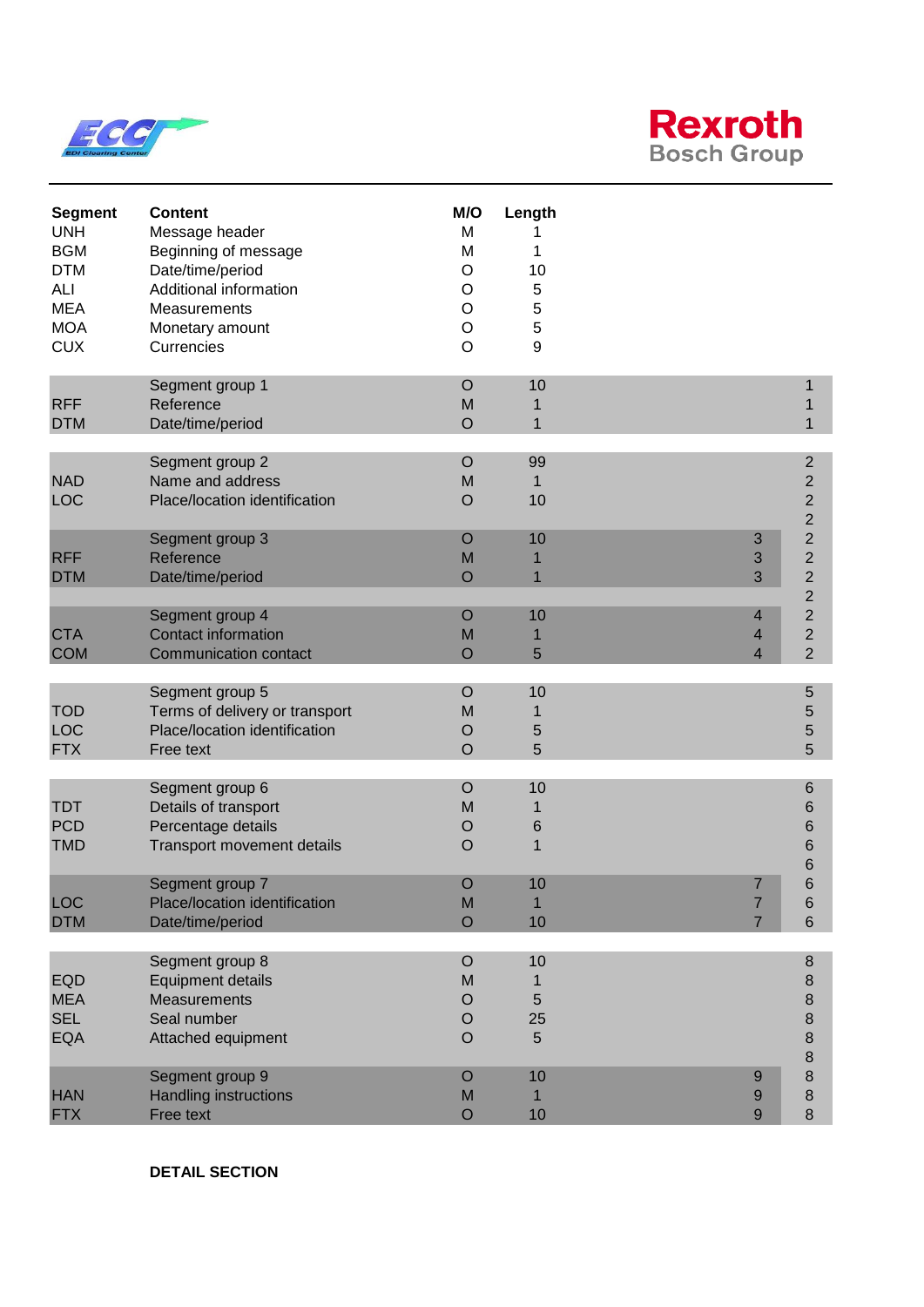| Segment | Content | M/O | Length | | |
|---|---|---|---|---|---|
| UNH | Message header | M | 1 | | |
| BGM | Beginning of message | M | 1 | | |
| DTM | Date/time/period | O | 10 | | |
| ALI | Additional information | O | 5 | | |
| MEA | Measurements | O | 5 | | |
| MOA | Monetary amount | O | 5 | | |
| CUX | Currencies | O | 9 | | |
| | Segment group 1 | O | 10 | | 1 |
| RFF | Reference | M | 1 | | 1 |
| DTM | Date/time/period | O | 1 | | 1 |
| | Segment group 2 | O | 99 | | 2 |
| NAD | Name and address | M | 1 | | 2 |
| LOC | Place/location identification | O | 10 | | 2 |
| | | | | | 2 |
| | Segment group 3 | O | 10 | 3 | 2 |
| RFF | Reference | M | 1 | 3 | 2 |
| DTM | Date/time/period | O | 1 | 3 | 2 |
| | | | | | 2 |
| | Segment group 4 | O | 10 | 4 | 2 |
| CTA | Contact information | M | 1 | 4 | 2 |
| COM | Communication contact | O | 5 | 4 | 2 |
| | Segment group 5 | O | 10 | | 5 |
| TOD | Terms of delivery or transport | M | 1 | | 5 |
| LOC | Place/location identification | O | 5 | | 5 |
| FTX | Free text | O | 5 | | 5 |
| | Segment group 6 | O | 10 | | 6 |
| TDT | Details of transport | M | 1 | | 6 |
| PCD | Percentage details | O | 6 | | 6 |
| TMD | Transport movement details | O | 1 | | 6 |
| | | | | | 6 |
| | Segment group 7 | O | 10 | 7 | 6 |
| LOC | Place/location identification | M | 1 | 7 | 6 |
| DTM | Date/time/period | O | 10 | 7 | 6 |
| | Segment group 8 | O | 10 | | 8 |
| EQD | Equipment details | M | 1 | | 8 |
| MEA | Measurements | O | 5 | | 8 |
| SEL | Seal number | O | 25 | | 8 |
| EQA | Attached equipment | O | 5 | | 8 |
| | | | | | 8 |
| | Segment group 9 | O | 10 | 9 | 8 |
| HAN | Handling instructions | M | 1 | 9 | 8 |
| FTX | Free text | O | 10 | 9 | 8 |

**DETAIL SECTION**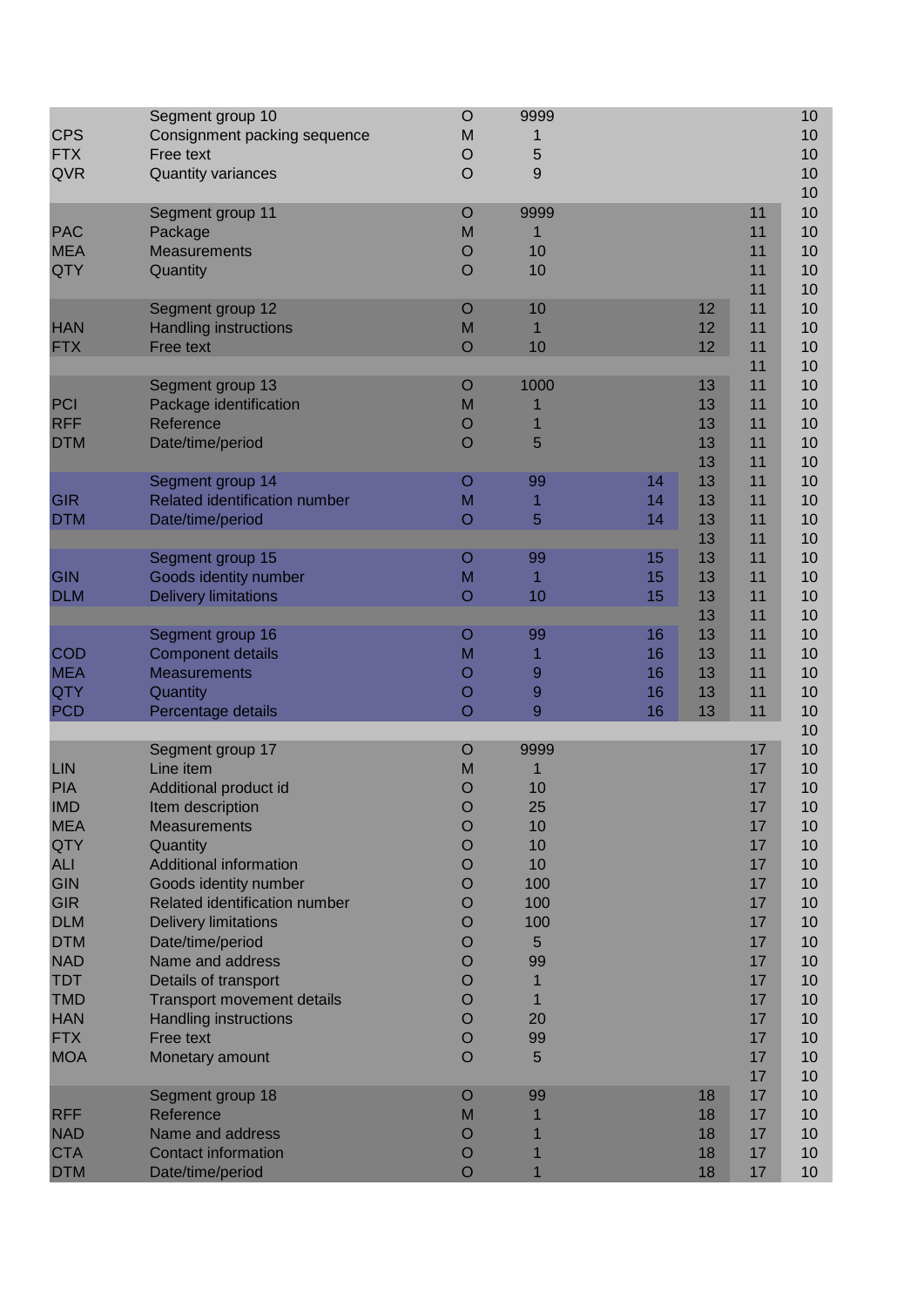| | | | | | | | |
|---|---|---|---|---|---|---|---|
| | Segment group 10 | O | 9999 | | | | 10 |
| CPS | Consignment packing sequence | M | 1 | | | | 10 |
| FTX | Free text | O | 5 | | | | 10 |
| QVR | Quantity variances | O | 9 | | | | 10 |
| | | | | | | | 10 |
| | Segment group 11 | O | 9999 | | | 11 | 10 |
| PAC | Package | M | 1 | | | 11 | 10 |
| MEA | Measurements | O | 10 | | | 11 | 10 |
| QTY | Quantity | O | 10 | | | 11 | 10 |
| | | | | | | 11 | 10 |
| | Segment group 12 | O | 10 | | 12 | 11 | 10 |
| HAN | Handling instructions | M | 1 | | 12 | 11 | 10 |
| FTX | Free text | O | 10 | | 12 | 11 | 10 |
| | | | | | | 11 | 10 |
| | Segment group 13 | O | 1000 | | 13 | 11 | 10 |
| PCI | Package identification | M | 1 | | 13 | 11 | 10 |
| RFF | Reference | O | 1 | | 13 | 11 | 10 |
| DTM | Date/time/period | O | 5 | | 13 | 11 | 10 |
| | | | | | 13 | 11 | 10 |
| | Segment group 14 | O | 99 | 14 | 13 | 11 | 10 |
| GIR | Related identification number | M | 1 | 14 | 13 | 11 | 10 |
| DTM | Date/time/period | O | 5 | 14 | 13 | 11 | 10 |
| | | | | | 13 | 11 | 10 |
| | Segment group 15 | O | 99 | 15 | 13 | 11 | 10 |
| GIN | Goods identity number | M | 1 | 15 | 13 | 11 | 10 |
| DLM | Delivery limitations | O | 10 | 15 | 13 | 11 | 10 |
| | | | | | 13 | 11 | 10 |
| | Segment group 16 | O | 99 | 16 | 13 | 11 | 10 |
| COD | Component details | M | 1 | 16 | 13 | 11 | 10 |
| MEA | Measurements | O | 9 | 16 | 13 | 11 | 10 |
| QTY | Quantity | O | 9 | 16 | 13 | 11 | 10 |
| PCD | Percentage details | O | 9 | 16 | 13 | 11 | 10 |
| | | | | | | | 10 |
| | Segment group 17 | O | 9999 | | | 17 | 10 |
| LIN | Line item | M | 1 | | | 17 | 10 |
| PIA | Additional product id | O | 10 | | | 17 | 10 |
| IMD | Item description | O | 25 | | | 17 | 10 |
| MEA | Measurements | O | 10 | | | 17 | 10 |
| QTY | Quantity | O | 10 | | | 17 | 10 |
| ALI | Additional information | O | 10 | | | 17 | 10 |
| GIN | Goods identity number | O | 100 | | | 17 | 10 |
| GIR | Related identification number | O | 100 | | | 17 | 10 |
| DLM | Delivery limitations | O | 100 | | | 17 | 10 |
| DTM | Date/time/period | O | 5 | | | 17 | 10 |
| NAD | Name and address | O | 99 | | | 17 | 10 |
| TDT | Details of transport | O | 1 | | | 17 | 10 |
| TMD | Transport movement details | O | 1 | | | 17 | 10 |
| HAN | Handling instructions | O | 20 | | | 17 | 10 |
| FTX | Free text | O | 99 | | | 17 | 10 |
| MOA | Monetary amount | O | 5 | | | 17 | 10 |
| | | | | | | 17 | 10 |
| | Segment group 18 | O | 99 | | 18 | 17 | 10 |
| RFF | Reference | M | 1 | | 18 | 17 | 10 |
| NAD | Name and address | O | 1 | | 18 | 17 | 10 |
| CTA | Contact information | O | 1 | | 18 | 17 | 10 |
| DTM | Date/time/period | O | 1 | | 18 | 17 | 10 |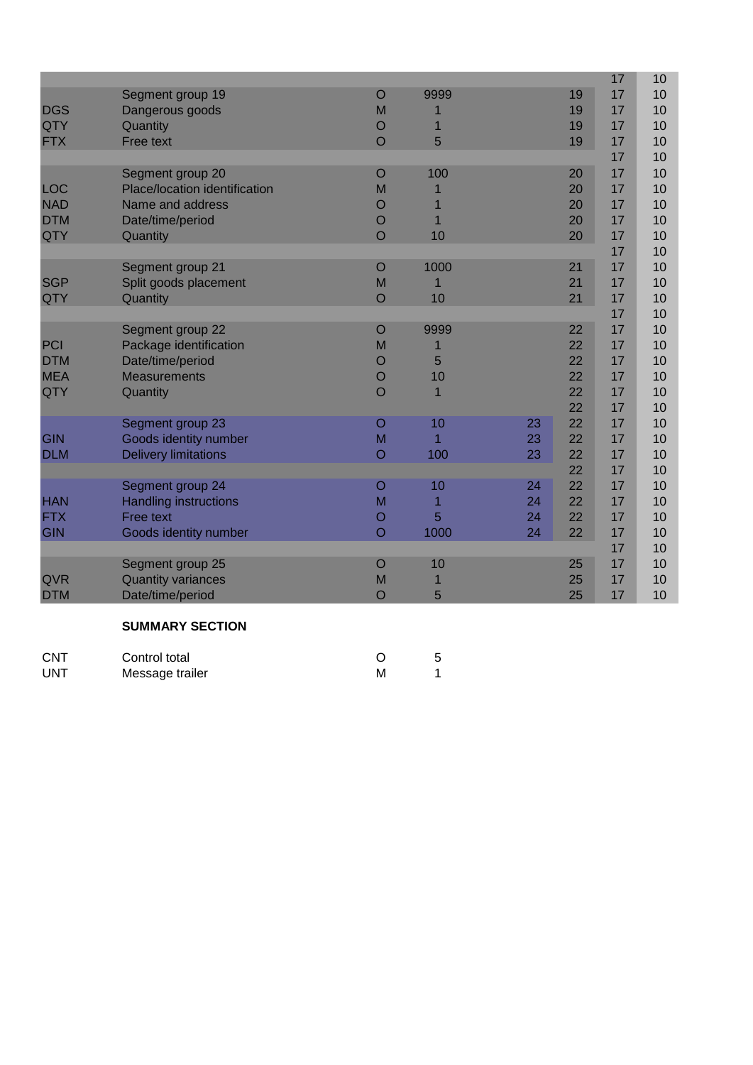| | | | | | | | |
|---|---|---|---|---|---|---|---|
| | | | | | | 17 | 10 |
| | Segment group 19 | O | 9999 | | 19 | 17 | 10 |
| DGS | Dangerous goods | M | 1 | | 19 | 17 | 10 |
| QTY | Quantity | O | 1 | | 19 | 17 | 10 |
| FTX | Free text | O | 5 | | 19 | 17 | 10 |
| | | | | | | 17 | 10 |
| | Segment group 20 | O | 100 | | 20 | 17 | 10 |
| LOC | Place/location identification | M | 1 | | 20 | 17 | 10 |
| NAD | Name and address | O | 1 | | 20 | 17 | 10 |
| DTM | Date/time/period | O | 1 | | 20 | 17 | 10 |
| QTY | Quantity | O | 10 | | 20 | 17 | 10 |
| | | | | | | 17 | 10 |
| | Segment group 21 | O | 1000 | | 21 | 17 | 10 |
| SGP | Split goods placement | M | 1 | | 21 | 17 | 10 |
| QTY | Quantity | O | 10 | | 21 | 17 | 10 |
| | | | | | | 17 | 10 |
| | Segment group 22 | O | 9999 | | 22 | 17 | 10 |
| PCI | Package identification | M | 1 | | 22 | 17 | 10 |
| DTM | Date/time/period | O | 5 | | 22 | 17 | 10 |
| MEA | Measurements | O | 10 | | 22 | 17 | 10 |
| QTY | Quantity | O | 1 | | 22 | 17 | 10 |
| | | | | | 22 | 17 | 10 |
| | Segment group 23 | O | 10 | 23 | 22 | 17 | 10 |
| GIN | Goods identity number | M | 1 | 23 | 22 | 17 | 10 |
| DLM | Delivery limitations | O | 100 | 23 | 22 | 17 | 10 |
| | | | | | 22 | 17 | 10 |
| | Segment group 24 | O | 10 | 24 | 22 | 17 | 10 |
| HAN | Handling instructions | M | 1 | 24 | 22 | 17 | 10 |
| FTX | Free text | O | 5 | 24 | 22 | 17 | 10 |
| GIN | Goods identity number | O | 1000 | 24 | 22 | 17 | 10 |
| | | | | | | 17 | 10 |
| | Segment group 25 | O | 10 | | 25 | 17 | 10 |
| QVR | Quantity variances | M | 1 | | 25 | 17 | 10 |
| DTM | Date/time/period | O | 5 | | 25 | 17 | 10 |

**SUMMARY SECTION**

| | | | |
|---|---|---|---|
| CNT | Control total | O | 5 |
| UNT | Message trailer | M | 1 |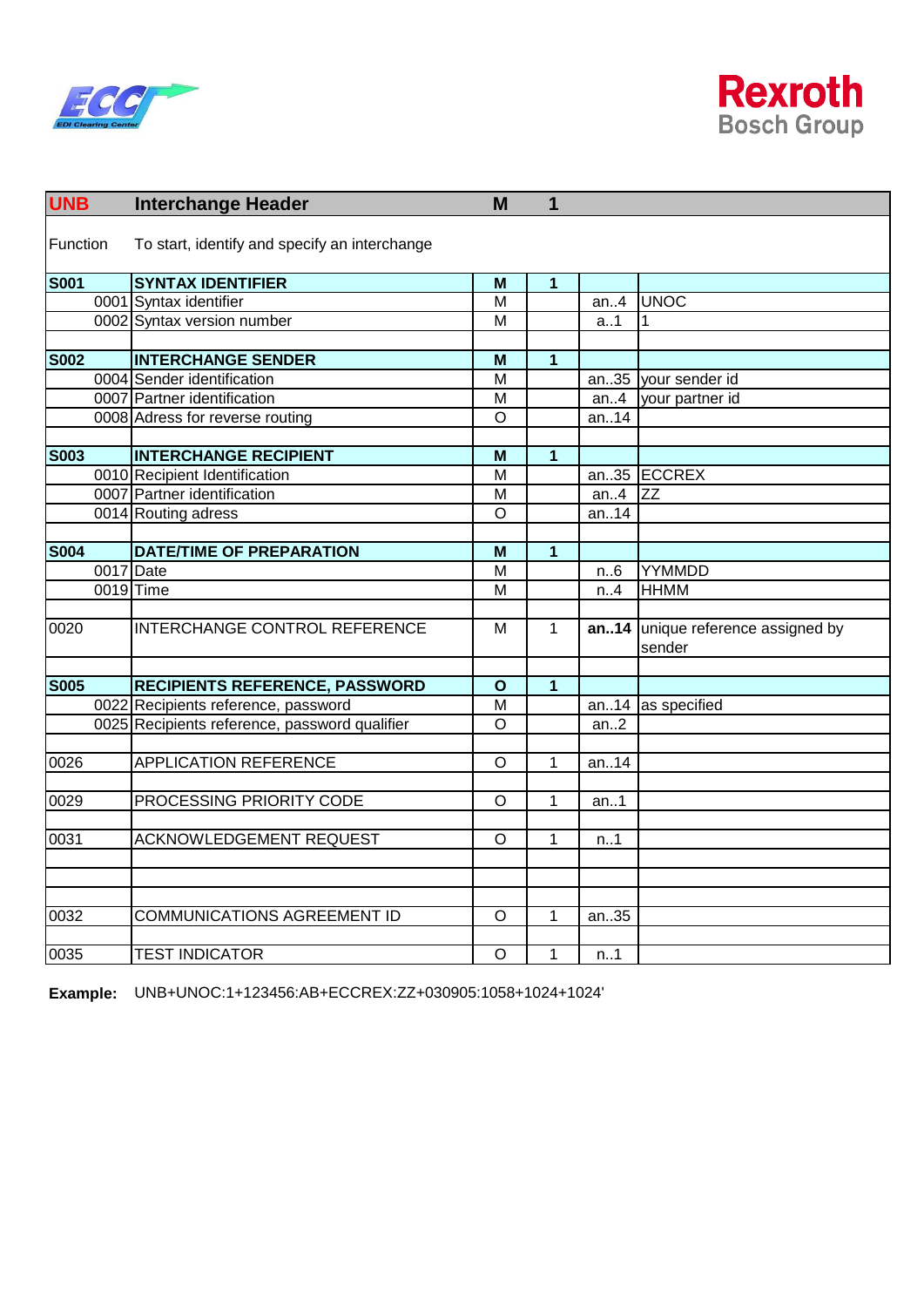| UNB | Interchange Header | M | 1 | | |
|---|---|---|---|---|---|
| Function | To start, identify and specify an interchange | | | | |
| **S001** | **SYNTAX IDENTIFIER** | **M** | **1** | | |
| 0001 | Syntax identifier | M | | an..4 | UNOC |
| 0002 | Syntax version number | M | | a..1 | 1 |
| | | | | | |
| **S002** | **INTERCHANGE SENDER** | **M** | **1** | | |
| 0004 | Sender identification | M | | an..35 | your sender id |
| 0007 | Partner identification | M | | an..4 | your partner id |
| 0008 | Adress for reverse routing | O | | an..14 | |
| | | | | | |
| **S003** | **INTERCHANGE RECIPIENT** | **M** | **1** | | |
| 0010 | Recipient Identification | M | | an..35 | ECCREX |
| 0007 | Partner identification | M | | an..4 | ZZ |
| 0014 | Routing adress | O | | an..14 | |
| | | | | | |
| **S004** | **DATE/TIME OF PREPARATION** | **M** | **1** | | |
| 0017 | Date | M | | n..6 | YYMMDD |
| 0019 | Time | M | | n..4 | HHMM |
| | | | | | |
| 0020 | INTERCHANGE CONTROL REFERENCE | M | 1 | **an..14** | unique reference assigned by sender |
| | | | | | |
| **S005** | **RECIPIENTS REFERENCE, PASSWORD** | **O** | **1** | | |
| 0022 | Recipients reference, password | M | | an..14 | as specified |
| 0025 | Recipients reference, password qualifier | O | | an..2 | |
| | | | | | |
| 0026 | APPLICATION REFERENCE | O | 1 | an..14 | |
| | | | | | |
| 0029 | PROCESSING PRIORITY CODE | O | 1 | an..1 | |
| | | | | | |
| 0031 | ACKNOWLEDGEMENT REQUEST | O | 1 | n..1 | |
| | | | | | |
| | | | | | |
| | | | | | |
| 0032 | COMMUNICATIONS AGREEMENT ID | O | 1 | an..35 | |
| | | | | | |
| 0035 | TEST INDICATOR | O | 1 | n..1 | |

**Example:** UNB+UNOC:1+123456:AB+ECCREX:ZZ+030905:1058+1024+1024'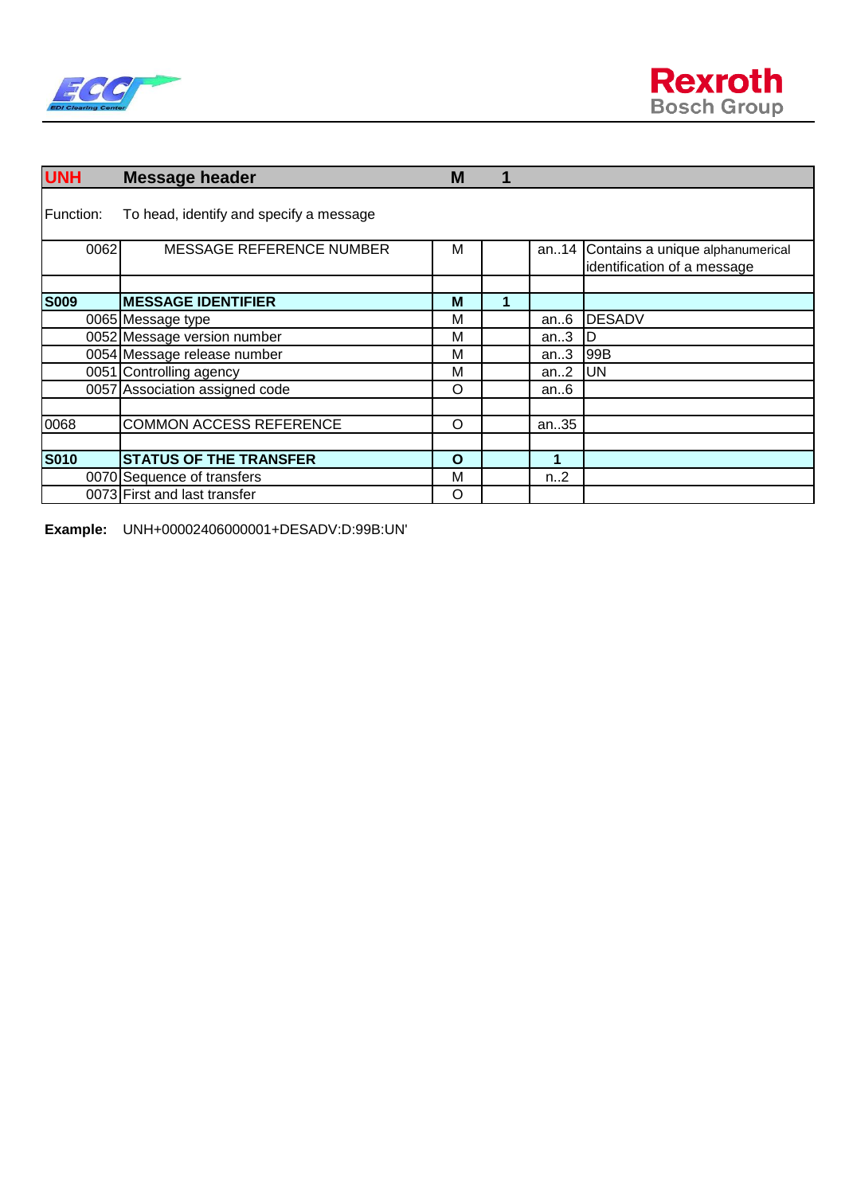| UNH | Message header | M | 1 | | |
|---|---|---|---|---|---|
| Function: | To head, identify and specify a message | | | | |
| 0062 | MESSAGE REFERENCE NUMBER | M | | an..14 | Contains a unique alphanumerical identification of a message |
| | | | | | |
| **S009** | **MESSAGE IDENTIFIER** | **M** | **1** | | |
| 0065 | Message type | M | | an..6 | DESADV |
| 0052 | Message version number | M | | an..3 | D |
| 0054 | Message release number | M | | an..3 | 99B |
| 0051 | Controlling agency | M | | an..2 | UN |
| 0057 | Association assigned code | O | | an..6 | |
| | | | | | |
| 0068 | COMMON ACCESS REFERENCE | O | | an..35 | |
| | | | | | |
| **S010** | **STATUS OF THE TRANSFER** | **O** | | **1** | |
| 0070 | Sequence of transfers | M | | n..2 | |
| 0073 | First and last transfer | O | | | |

**Example:** UNH+00002406000001+DESADV:D:99B:UN'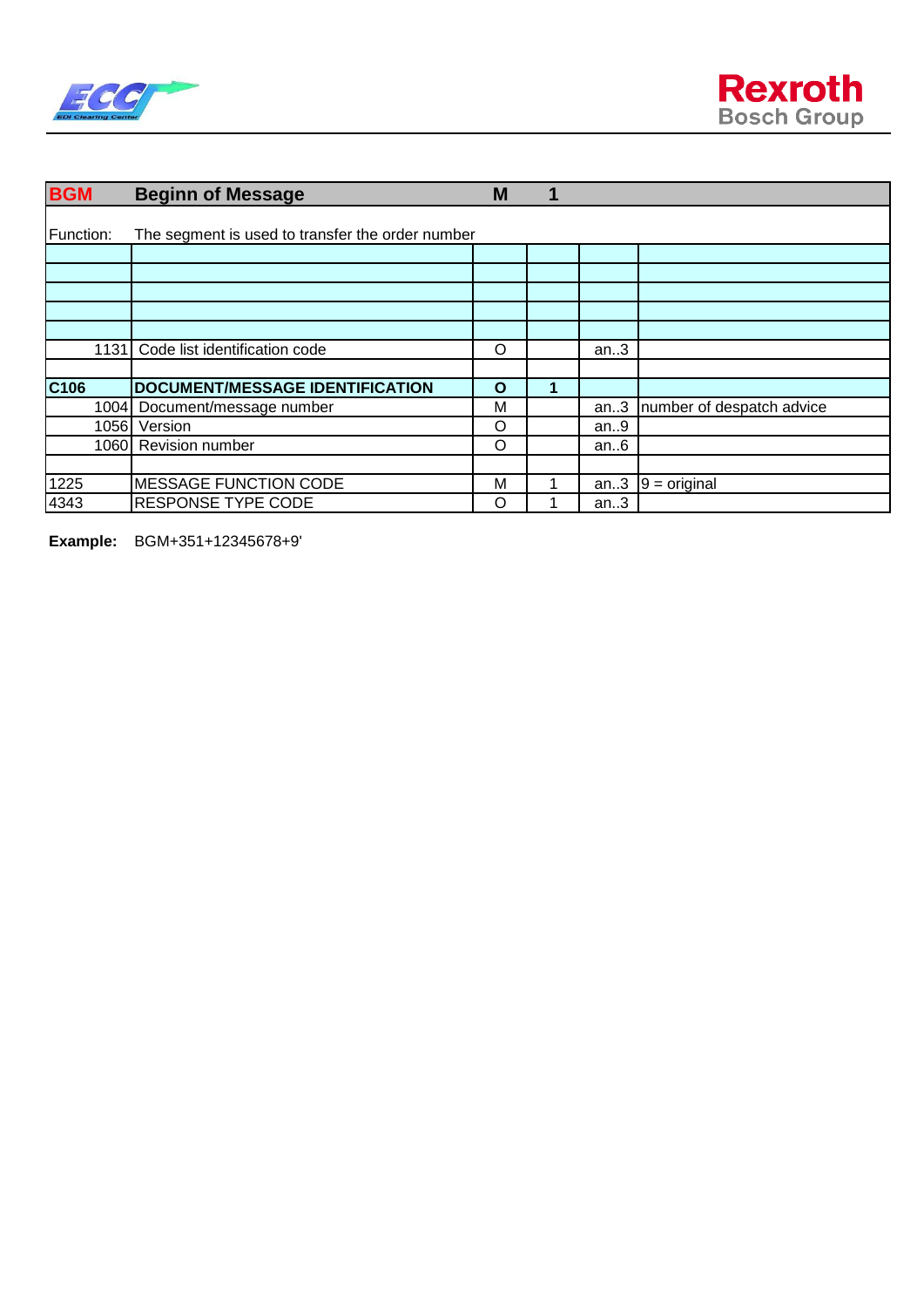| BGM | Beginn of Message | M | 1 | | |
|---|---|---|---|---|---|
| Function: | The segment is used to transfer the order number | | | | |
| | | | | | |
| | | | | | |
| | | | | | |
| | | | | | |
| | | | | | |
| 1131 | Code list identification code | O | | an..3 | |
| | | | | | |
| **C106** | **DOCUMENT/MESSAGE IDENTIFICATION** | **O** | **1** | | |
| 1004 | Document/message number | M | | an..3 | number of despatch advice |
| 1056 | Version | O | | an..9 | |
| 1060 | Revision number | O | | an..6 | |
| | | | | | |
| 1225 | MESSAGE FUNCTION CODE | M | 1 | an..3 | 9 = original |
| 4343 | RESPONSE TYPE CODE | O | 1 | an..3 | |

**Example:** BGM+351+12345678+9'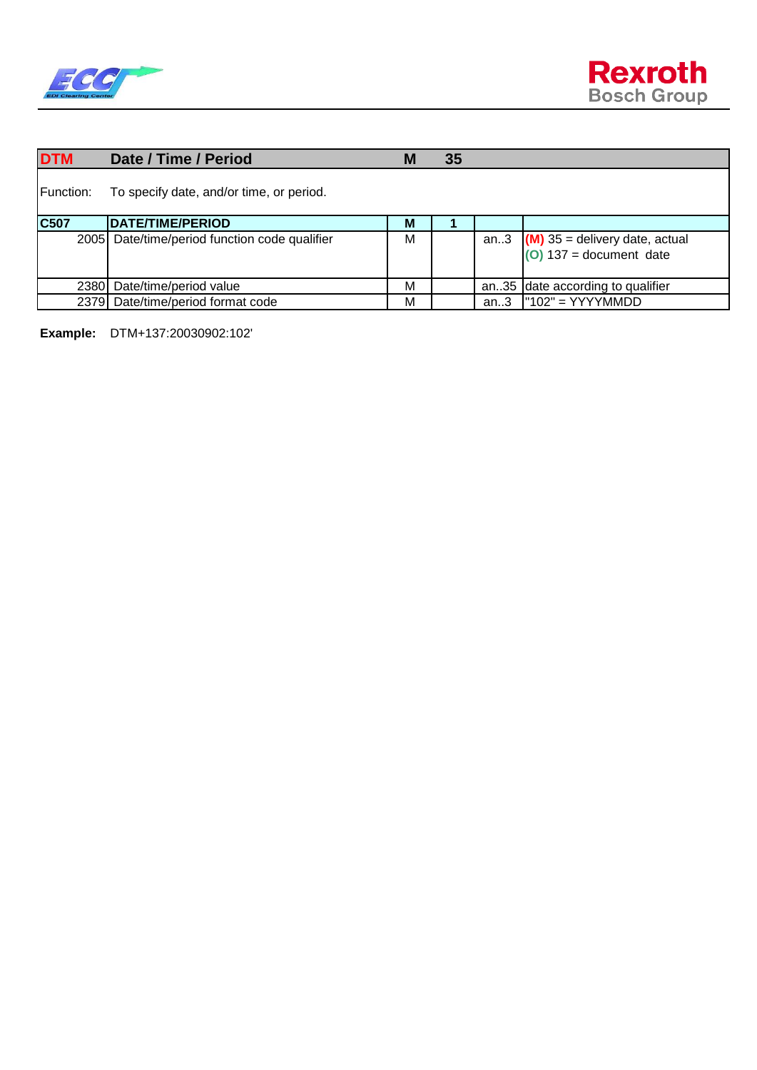| DTM | Date / Time / Period | M | 35 | | |
|---|---|---|---|---|---|
| Function: | To specify date, and/or time, or period. | | | | |
| **C507** | **DATE/TIME/PERIOD** | **M** | **1** | | |
| 2005 | Date/time/period function code qualifier | M | | an..3 | (M) 35 = delivery date, actual<br>(O) 137 = document date |
| 2380 | Date/time/period value | M | | an..35 | date according to qualifier |
| 2379 | Date/time/period format code | M | | an..3 | "102" = YYYYMMDD |

**Example:** DTM+137:20030902:102'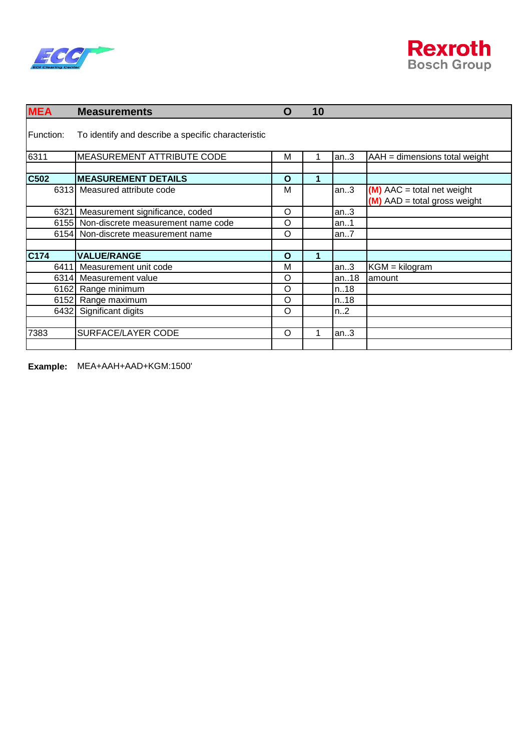| MEA | Measurements | O | 10 | | |
|---|---|---|---|---|---|
| Function: | To identify and describe a specific characteristic | | | | |
| 6311 | MEASUREMENT ATTRIBUTE CODE | M | 1 | an..3 | AAH = dimensions total weight |
| | | | | | |
| **C502** | **MEASUREMENT DETAILS** | **O** | **1** | | |
| 6313 | Measured attribute code | M | | an..3 | (M) AAC = total net weight<br>(M) AAD = total gross weight |
| 6321 | Measurement significance, coded | O | | an..3 | |
| 6155 | Non-discrete measurement name code | O | | an..1 | |
| 6154 | Non-discrete measurement name | O | | an..7 | |
| | | | | | |
| **C174** | **VALUE/RANGE** | **O** | **1** | | |
| 6411 | Measurement unit code | M | | an..3 | KGM = kilogram |
| 6314 | Measurement value | O | | an..18 | amount |
| 6162 | Range minimum | O | | n..18 | |
| 6152 | Range maximum | O | | n..18 | |
| 6432 | Significant digits | O | | n..2 | |
| | | | | | |
| 7383 | SURFACE/LAYER CODE | O | 1 | an..3 | |
| | | | | | |

**Example:** MEA+AAH+AAD+KGM:1500'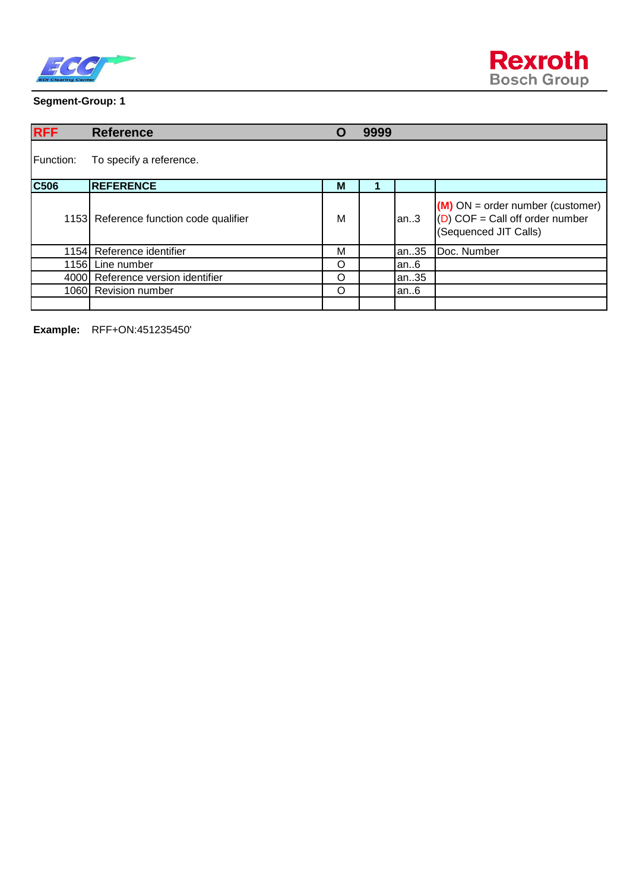**Segment-Group: 1**

| RFF | Reference | O | 9999 | | |
|---|---|---|---|---|---|
| Function: | To specify a reference. | | | | |
| C506 | REFERENCE | M | 1 | | |
| 1153 | Reference function code qualifier | M | | an..3 | (M) ON = order number (customer)<br>(D) COF = Call off order number (Sequenced JIT Calls) |
| 1154 | Reference identifier | M | | an..35 | Doc. Number |
| 1156 | Line number | O | | an..6 | |
| 4000 | Reference version identifier | O | | an..35 | |
| 1060 | Revision number | O | | an..6 | |
| | | | | | |

**Example:** RFF+ON:451235450'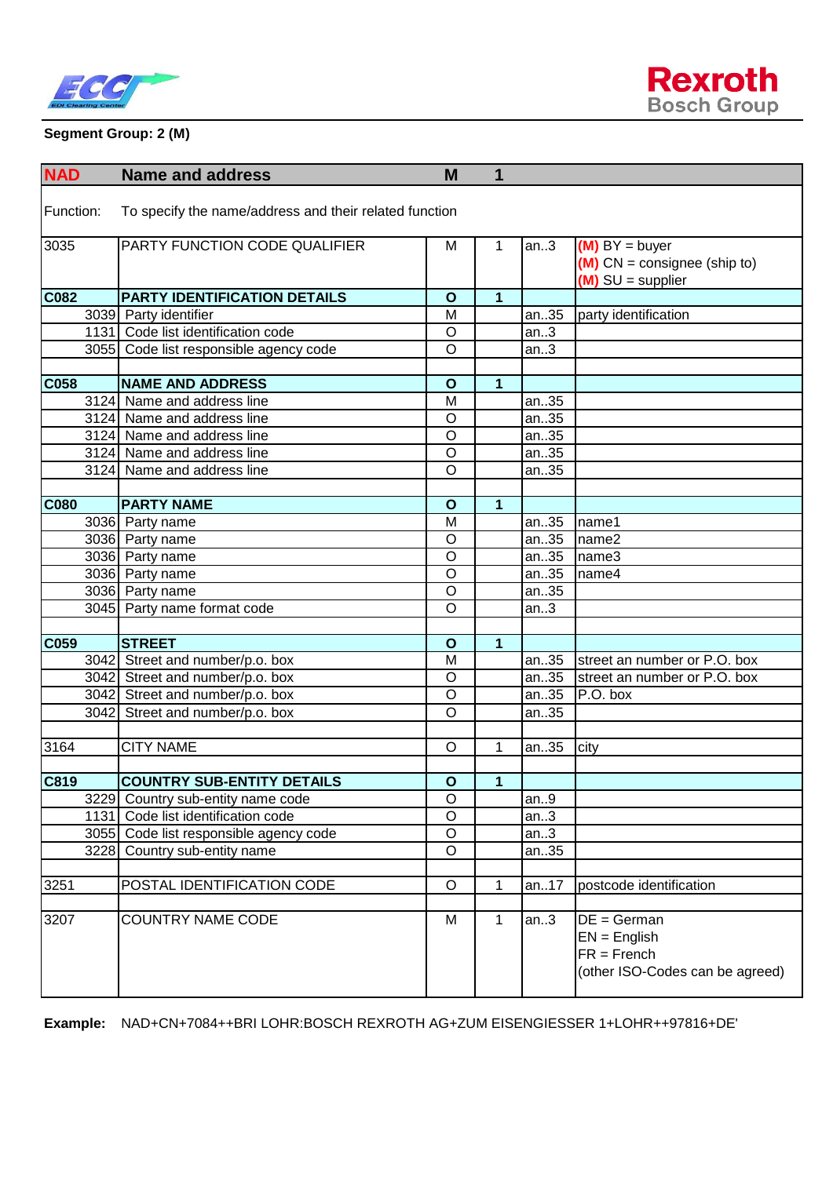**Segment Group: 2 (M)**

| NAD | Name and address | M | 1 | | |
|---|---|---|---|---|---|
| Function: | To specify the name/address and their related function | | | | |
| 3035 | PARTY FUNCTION CODE QUALIFIER | M | 1 | an..3 | (M) BY = buyer<br>(M) CN = consignee (ship to)<br>(M) SU = supplier |
| **C082** | **PARTY IDENTIFICATION DETAILS** | **O** | **1** | | |
| 3039 | Party identifier | M | | an..35 | party identification |
| 1131 | Code list identification code | O | | an..3 | |
| 3055 | Code list responsible agency code | O | | an..3 | |
| | | | | | |
| **C058** | **NAME AND ADDRESS** | **O** | **1** | | |
| 3124 | Name and address line | M | | an..35 | |
| 3124 | Name and address line | O | | an..35 | |
| 3124 | Name and address line | O | | an..35 | |
| 3124 | Name and address line | O | | an..35 | |
| 3124 | Name and address line | O | | an..35 | |
| | | | | | |
| **C080** | **PARTY NAME** | **O** | **1** | | |
| 3036 | Party name | M | | an..35 | name1 |
| 3036 | Party name | O | | an..35 | name2 |
| 3036 | Party name | O | | an..35 | name3 |
| 3036 | Party name | O | | an..35 | name4 |
| 3036 | Party name | O | | an..35 | |
| 3045 | Party name format code | O | | an..3 | |
| | | | | | |
| **C059** | **STREET** | **O** | **1** | | |
| 3042 | Street and number/p.o. box | M | | an..35 | street an number or P.O. box |
| 3042 | Street and number/p.o. box | O | | an..35 | street an number or P.O. box |
| 3042 | Street and number/p.o. box | O | | an..35 | P.O. box |
| 3042 | Street and number/p.o. box | O | | an..35 | |
| | | | | | |
| 3164 | CITY NAME | O | 1 | an..35 | city |
| | | | | | |
| **C819** | **COUNTRY SUB-ENTITY DETAILS** | **O** | **1** | | |
| 3229 | Country sub-entity name code | O | | an..9 | |
| 1131 | Code list identification code | O | | an..3 | |
| 3055 | Code list responsible agency code | O | | an..3 | |
| 3228 | Country sub-entity name | O | | an..35 | |
| | | | | | |
| 3251 | POSTAL IDENTIFICATION CODE | O | 1 | an..17 | postcode identification |
| | | | | | |
| 3207 | COUNTRY NAME CODE | M | 1 | an..3 | DE = German<br>EN = English<br>FR = French<br>(other ISO-Codes can be agreed) |

**Example:** NAD+CN+7084++BRI LOHR:BOSCH REXROTH AG+ZUM EISENGIESSER 1+LOHR++97816+DE'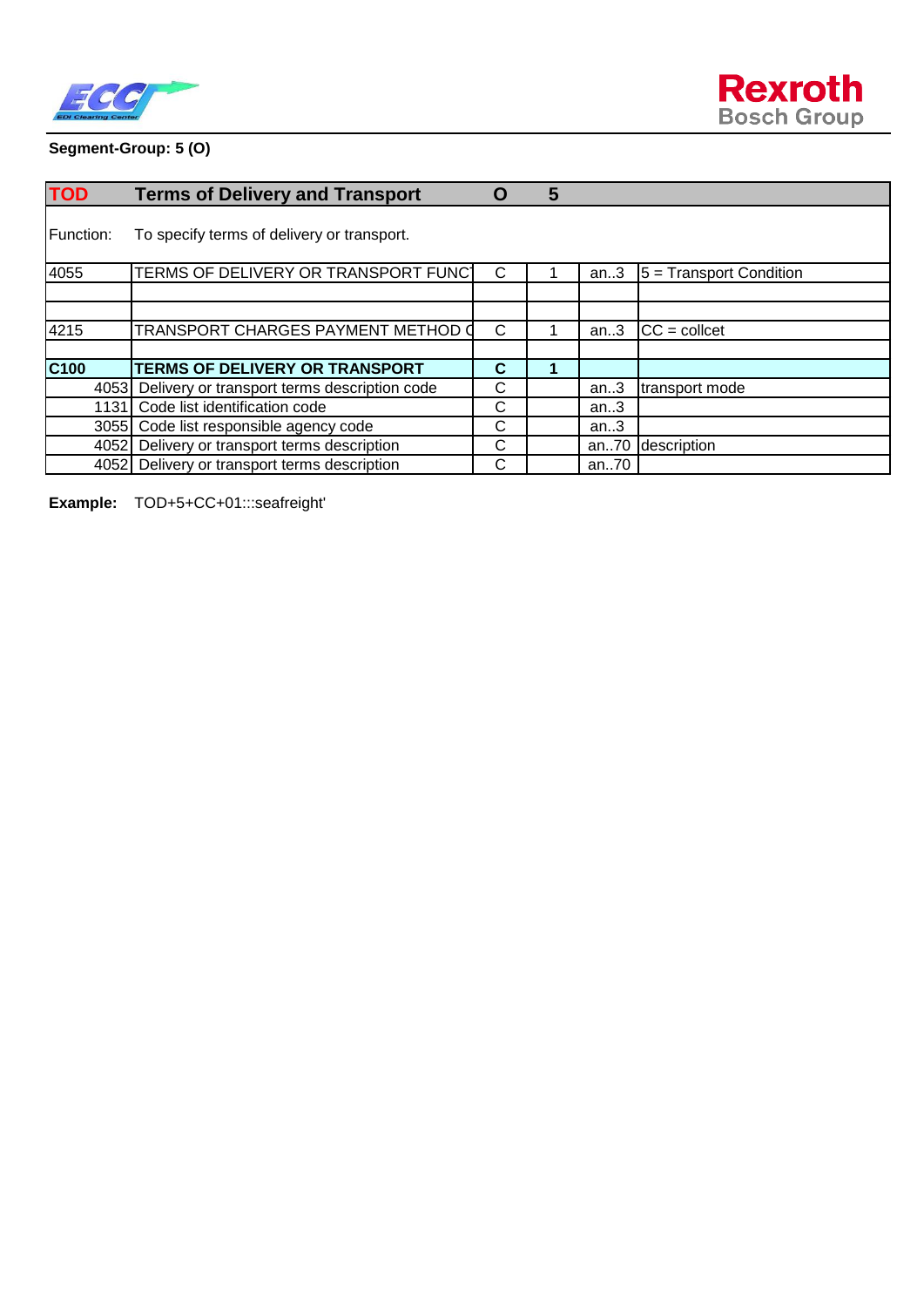**Segment-Group: 5 (O)**

| TOD | Terms of Delivery and Transport | O | 5 | | |
|---|---|---|---|---|---|
| Function: | To specify terms of delivery or transport. | | | | |
| 4055 | TERMS OF DELIVERY OR TRANSPORT FUNC | C | 1 | an..3 | 5 = Transport Condition |
| | | | | | |
| | | | | | |
| 4215 | TRANSPORT CHARGES PAYMENT METHOD C | C | 1 | an..3 | CC = collcet |
| | | | | | |
| **C100** | **TERMS OF DELIVERY OR TRANSPORT** | **C** | **1** | | |
| 4053 | Delivery or transport terms description code | C | | an..3 | transport mode |
| 1131 | Code list identification code | C | | an..3 | |
| 3055 | Code list responsible agency code | C | | an..3 | |
| 4052 | Delivery or transport terms description | C | | an..70 | description |
| 4052 | Delivery or transport terms description | C | | an..70 | |

**Example:** TOD+5+CC+01:::seafreight'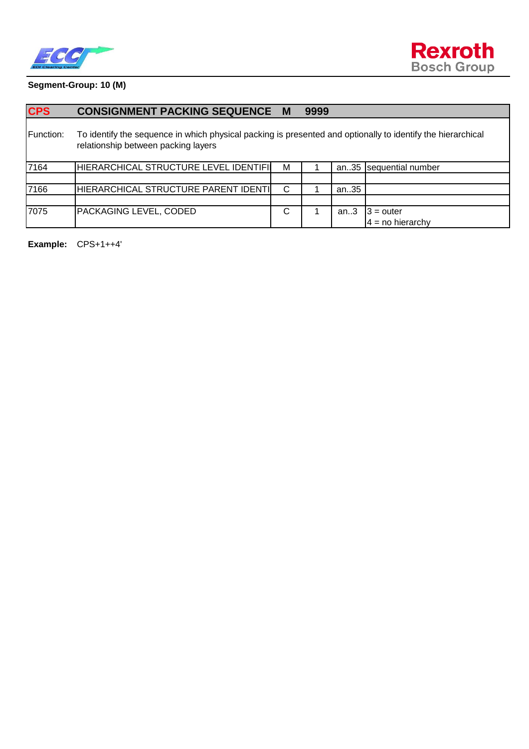**Segment-Group: 10 (M)**

| **CPS** | **CONSIGNMENT PACKING SEQUENCE** | **M** | **9999** | | |
|---|---|---|---|---|---|
| Function: | To identify the sequence in which physical packing is presented and optionally to identify the hierarchical relationship between packing layers | | | | |
| 7164 | HIERARCHICAL STRUCTURE LEVEL IDENTIFI | M | 1 | an..35 | sequential number |
| | | | | | |
| 7166 | HIERARCHICAL STRUCTURE PARENT IDENTI | C | 1 | an..35 | |
| | | | | | |
| 7075 | PACKAGING LEVEL, CODED | C | 1 | an..3 | 3 = outer<br>4 = no hierarchy |

**Example:** CPS+1++4'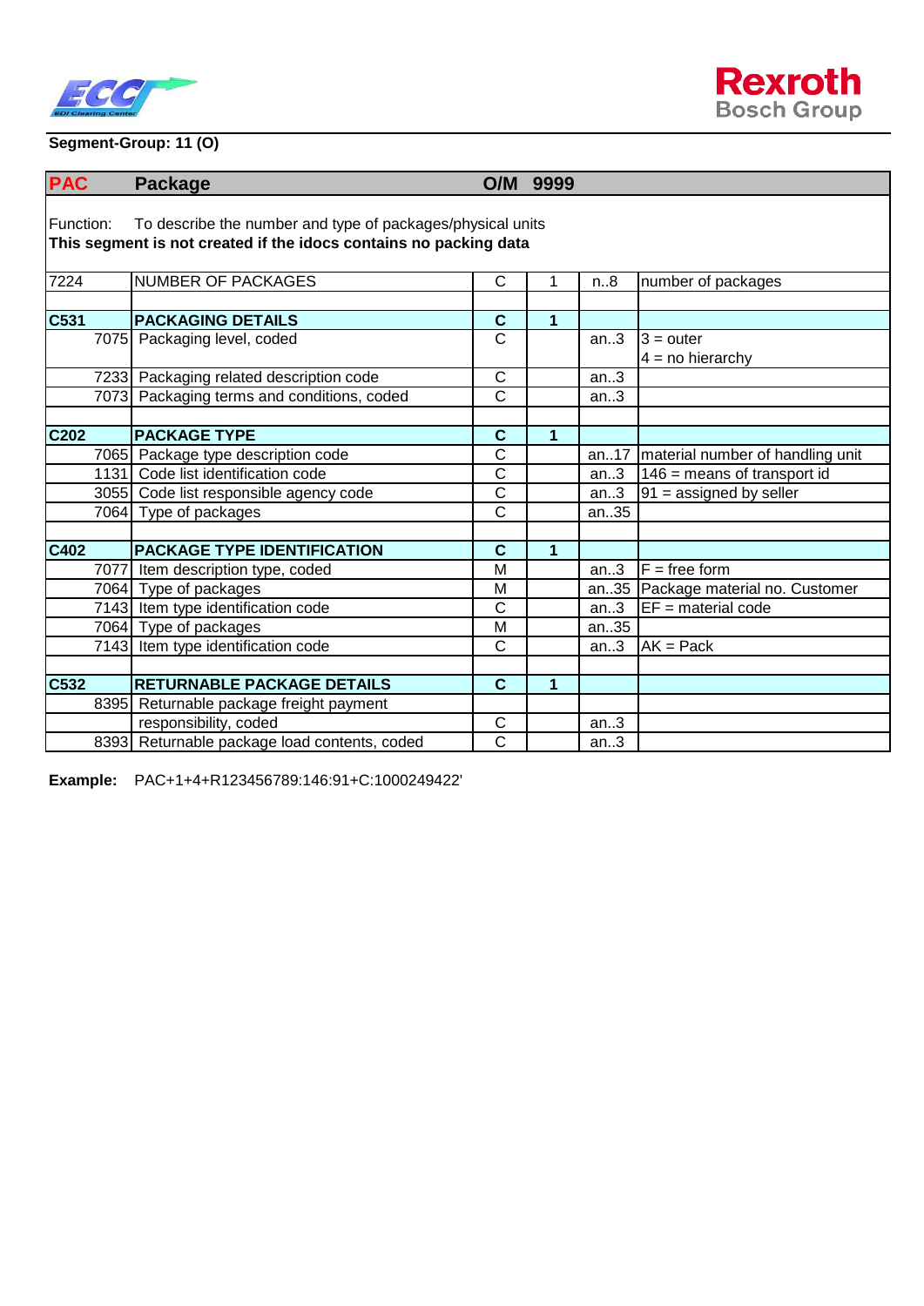**Segment-Group: 11 (O)**

| PAC | Package | O/M | 9999 | | |
|---|---|---|---|---|---|
| Function: To describe the number and type of packages/physical units<br>**This segment is not created if the idocs contains no packing data** | | | | | |
| 7224 | NUMBER OF PACKAGES | C | 1 | n..8 | number of packages |
| | | | | | |
| **C531** | **PACKAGING DETAILS** | **C** | **1** | | |
| 7075 | Packaging level, coded | C | | an..3 | 3 = outer<br>4 = no hierarchy |
| 7233 | Packaging related description code | C | | an..3 | |
| 7073 | Packaging terms and conditions, coded | C | | an..3 | |
| | | | | | |
| **C202** | **PACKAGE TYPE** | **C** | **1** | | |
| 7065 | Package type description code | C | | an..17 | material number of handling unit |
| 1131 | Code list identification code | C | | an..3 | 146 = means of transport id |
| 3055 | Code list responsible agency code | C | | an..3 | 91 = assigned by seller |
| 7064 | Type of packages | C | | an..35 | |
| | | | | | |
| **C402** | **PACKAGE TYPE IDENTIFICATION** | **C** | **1** | | |
| 7077 | Item description type, coded | M | | an..3 | F = free form |
| 7064 | Type of packages | M | | an..35 | Package material no. Customer |
| 7143 | Item type identification code | C | | an..3 | EF = material code |
| 7064 | Type of packages | M | | an..35 | |
| 7143 | Item type identification code | C | | an..3 | AK = Pack |
| | | | | | |
| **C532** | **RETURNABLE PACKAGE DETAILS** | **C** | **1** | | |
| 8395 | Returnable package freight payment responsibility, coded | C | | an..3 | |
| 8393 | Returnable package load contents, coded | C | | an..3 | |

**Example:** PAC+1+4+R123456789:146:91+C:1000249422'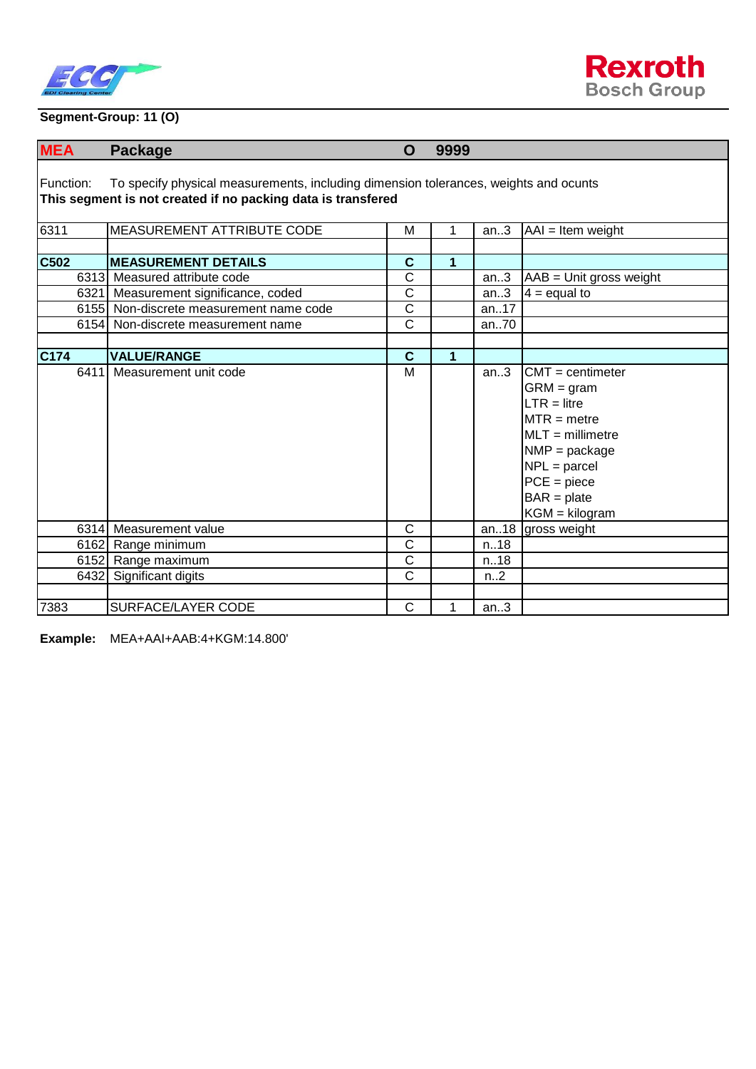**Segment-Group: 11 (O)**

| MEA | Package | O | 9999 | | |
|---|---|---|---|---|---|
| Function: To specify physical measurements, including dimension tolerances, weights and ocunts<br>**This segment is not created if no packing data is transfered** | | | | | |
| 6311 | MEASUREMENT ATTRIBUTE CODE | M | 1 | an..3 | AAI = Item weight |
| | | | | | |
| **C502** | **MEASUREMENT DETAILS** | **C** | **1** | | |
| 6313 | Measured attribute code | C | | an..3 | AAB = Unit gross weight |
| 6321 | Measurement significance, coded | C | | an..3 | 4 = equal to |
| 6155 | Non-discrete measurement name code | C | | an..17 | |
| 6154 | Non-discrete measurement name | C | | an..70 | |
| | | | | | |
| **C174** | **VALUE/RANGE** | **C** | **1** | | |
| 6411 | Measurement unit code | M | | an..3 | CMT = centimeter<br>GRM = gram<br>LTR = litre<br>MTR = metre<br>MLT = millimetre<br>NMP = package<br>NPL = parcel<br>PCE = piece<br>BAR = plate<br>KGM = kilogram |
| 6314 | Measurement value | C | | an..18 | gross weight |
| 6162 | Range minimum | C | | n..18 | |
| 6152 | Range maximum | C | | n..18 | |
| 6432 | Significant digits | C | | n..2 | |
| | | | | | |
| 7383 | SURFACE/LAYER CODE | C | 1 | an..3 | |

**Example:** MEA+AAI+AAB:4+KGM:14.800'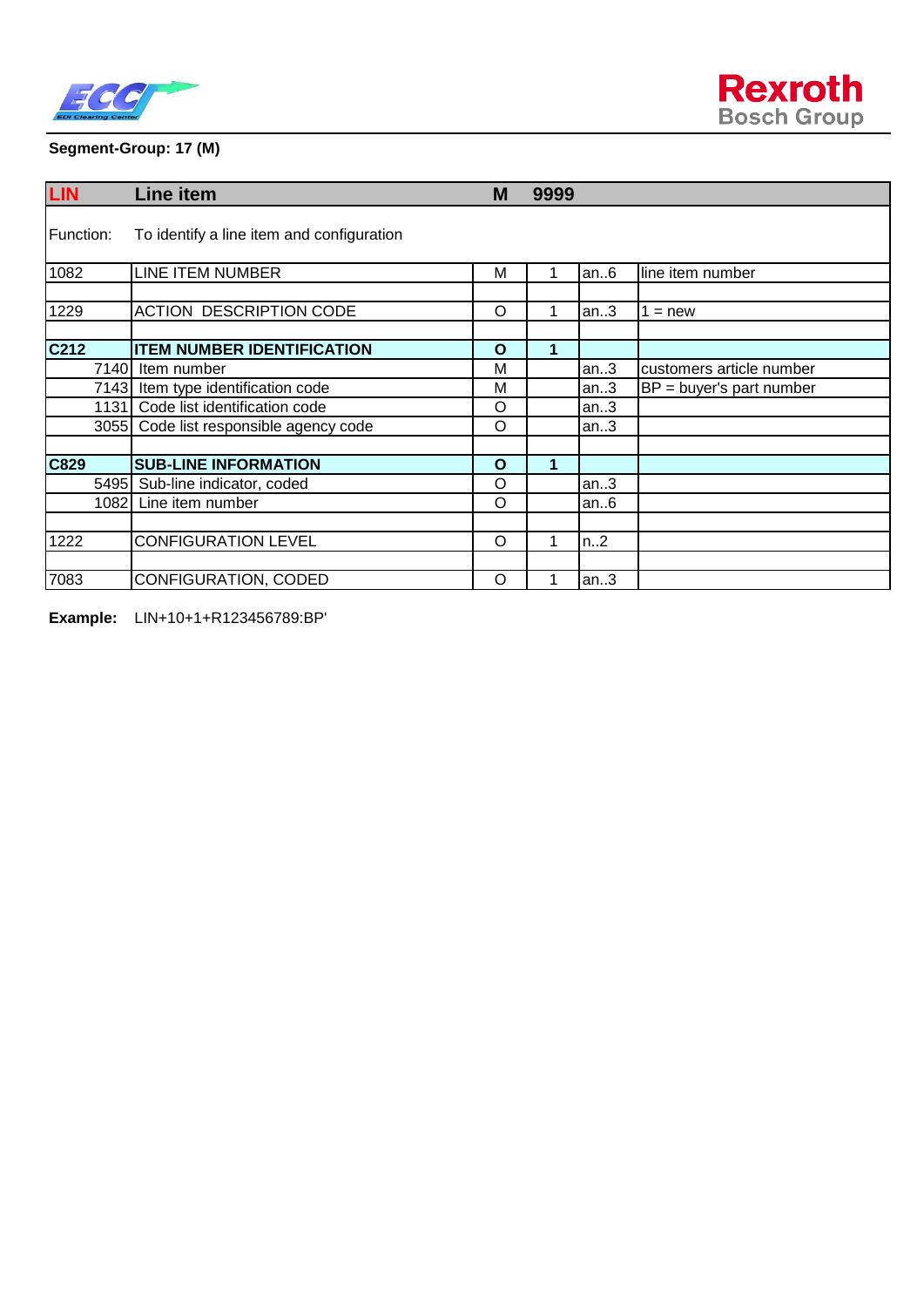**Segment-Group: 17 (M)**

| LIN | Line item | M | 9999 | | |
|---|---|---|---|---|---|
| Function: | To identify a line item and configuration | | | | |
| 1082 | LINE ITEM NUMBER | M | 1 | an..6 | line item number |
| | | | | | |
| 1229 | ACTION DESCRIPTION CODE | O | 1 | an..3 | 1 = new |
| | | | | | |
| **C212** | **ITEM NUMBER IDENTIFICATION** | **O** | **1** | | |
| 7140 | Item number | M | | an..3 | customers article number |
| 7143 | Item type identification code | M | | an..3 | BP = buyer's part number |
| 1131 | Code list identification code | O | | an..3 | |
| 3055 | Code list responsible agency code | O | | an..3 | |
| | | | | | |
| **C829** | **SUB-LINE INFORMATION** | **O** | **1** | | |
| 5495 | Sub-line indicator, coded | O | | an..3 | |
| 1082 | Line item number | O | | an..6 | |
| | | | | | |
| 1222 | CONFIGURATION LEVEL | O | 1 | n..2 | |
| | | | | | |
| 7083 | CONFIGURATION, CODED | O | 1 | an..3 | |

**Example:** LIN+10+1+R123456789:BP'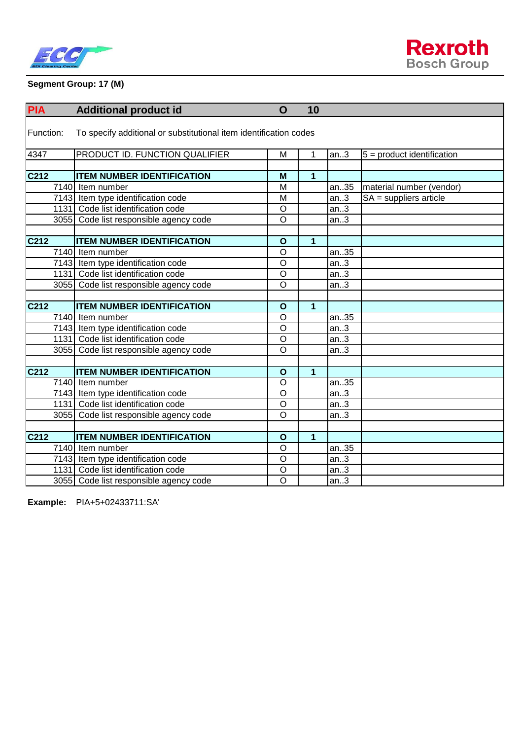**Segment Group: 17 (M)**

| PIA | Additional product id | O | 10 | | |
|---|---|---|---|---|---|
| Function: | To specify additional or substitutional item identification codes | | | | |
| 4347 | PRODUCT ID. FUNCTION QUALIFIER | M | 1 | an..3 | 5 = product identification |
| | | | | | |
| **C212** | **ITEM NUMBER IDENTIFICATION** | **M** | **1** | | |
| 7140 | Item number | M | | an..35 | material number (vendor) |
| 7143 | Item type identification code | M | | an..3 | SA = suppliers article |
| 1131 | Code list identification code | O | | an..3 | |
| 3055 | Code list responsible agency code | O | | an..3 | |
| | | | | | |
| **C212** | **ITEM NUMBER IDENTIFICATION** | **O** | **1** | | |
| 7140 | Item number | O | | an..35 | |
| 7143 | Item type identification code | O | | an..3 | |
| 1131 | Code list identification code | O | | an..3 | |
| 3055 | Code list responsible agency code | O | | an..3 | |
| | | | | | |
| **C212** | **ITEM NUMBER IDENTIFICATION** | **O** | **1** | | |
| 7140 | Item number | O | | an..35 | |
| 7143 | Item type identification code | O | | an..3 | |
| 1131 | Code list identification code | O | | an..3 | |
| 3055 | Code list responsible agency code | O | | an..3 | |
| | | | | | |
| **C212** | **ITEM NUMBER IDENTIFICATION** | **O** | **1** | | |
| 7140 | Item number | O | | an..35 | |
| 7143 | Item type identification code | O | | an..3 | |
| 1131 | Code list identification code | O | | an..3 | |
| 3055 | Code list responsible agency code | O | | an..3 | |
| | | | | | |
| **C212** | **ITEM NUMBER IDENTIFICATION** | **O** | **1** | | |
| 7140 | Item number | O | | an..35 | |
| 7143 | Item type identification code | O | | an..3 | |
| 1131 | Code list identification code | O | | an..3 | |
| 3055 | Code list responsible agency code | O | | an..3 | |

**Example:** PIA+5+02433711:SA'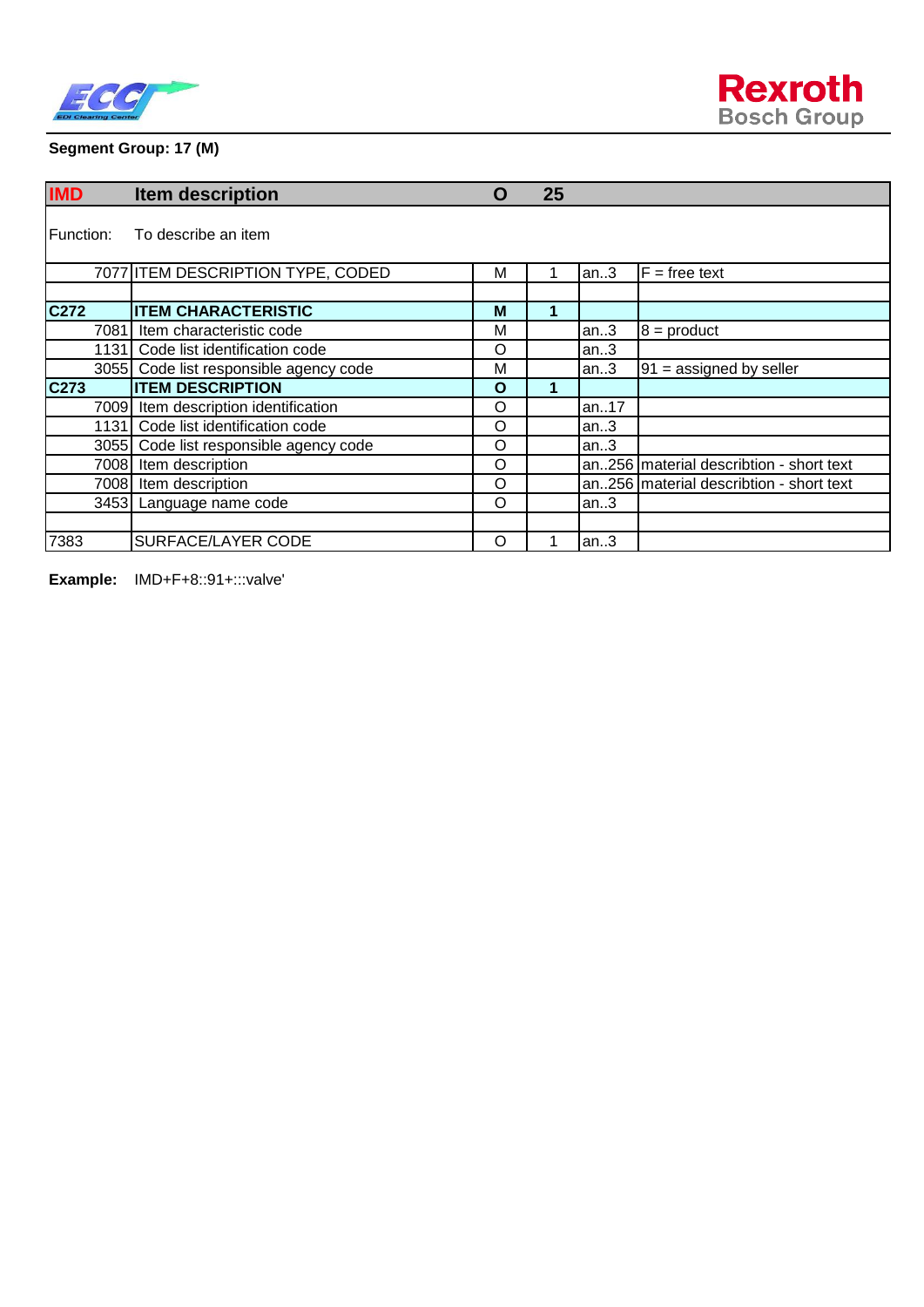**Segment Group: 17 (M)**

| **IMD** | **Item description** | **O** | **25** | | |
|---|---|---|---|---|---|
| Function: | To describe an item | | | | |
| 7077 | ITEM DESCRIPTION TYPE, CODED | M | 1 | an..3 | F = free text |
| | | | | | |
| **C272** | **ITEM CHARACTERISTIC** | **M** | **1** | | |
| 7081 | Item characteristic code | M | | an..3 | 8 = product |
| 1131 | Code list identification code | O | | an..3 | |
| 3055 | Code list responsible agency code | M | | an..3 | 91 = assigned by seller |
| **C273** | **ITEM DESCRIPTION** | **O** | **1** | | |
| 7009 | Item description identification | O | | an..17 | |
| 1131 | Code list identification code | O | | an..3 | |
| 3055 | Code list responsible agency code | O | | an..3 | |
| 7008 | Item description | O | | an..256 | material describtion - short text |
| 7008 | Item description | O | | an..256 | material describtion - short text |
| 3453 | Language name code | O | | an..3 | |
| | | | | | |
| 7383 | SURFACE/LAYER CODE | O | 1 | an..3 | |

**Example:** IMD+F+8::91+:::valve'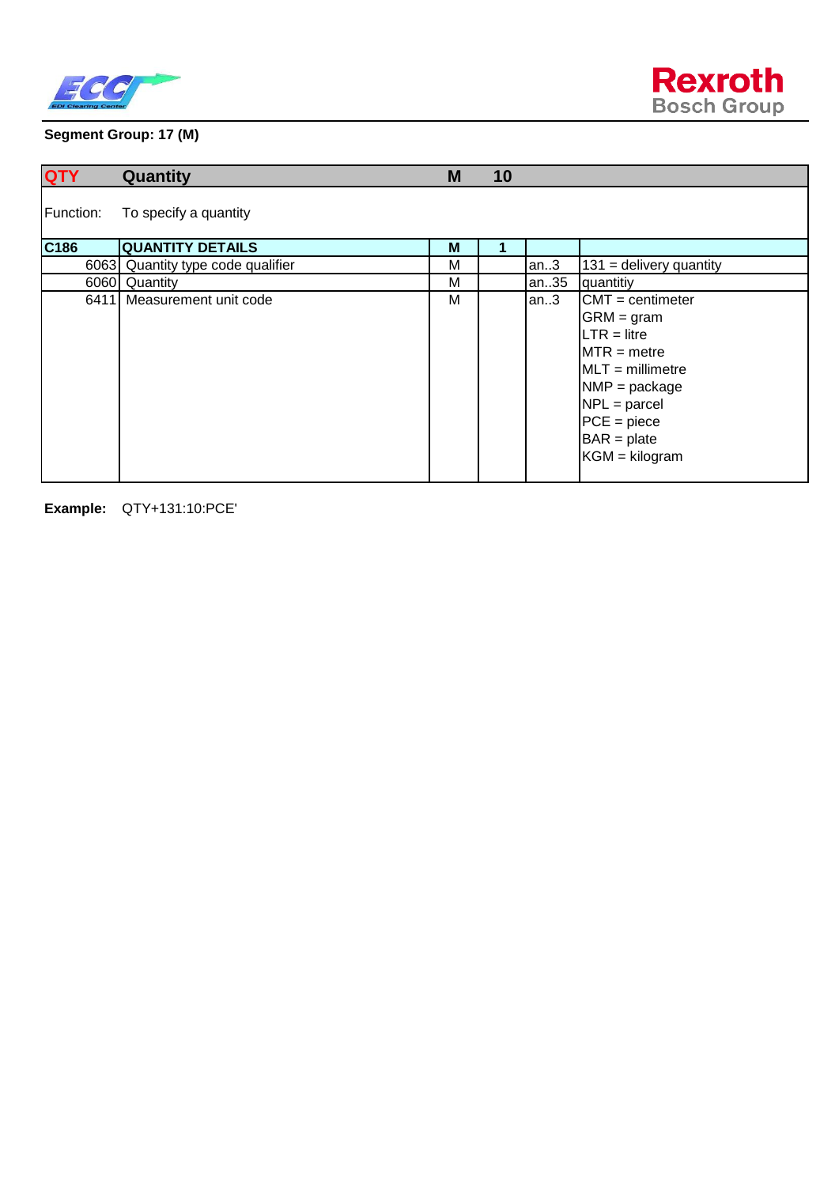**Segment Group: 17 (M)**

| QTY | Quantity | M | 10 | | |
|---|---|---|---|---|---|
| Function: | To specify a quantity | | | | |
| C186 | QUANTITY DETAILS | M | 1 | | |
| 6063 | Quantity type code qualifier | M | | an..3 | 131 = delivery quantity |
| 6060 | Quantity | M | | an..35 | quantitiy |
| 6411 | Measurement unit code | M | | an..3 | CMT = centimeter<br>GRM = gram<br>LTR = litre<br>MTR = metre<br>MLT = millimetre<br>NMP = package<br>NPL = parcel<br>PCE = piece<br>BAR = plate<br>KGM = kilogram |

**Example:** QTY+131:10:PCE'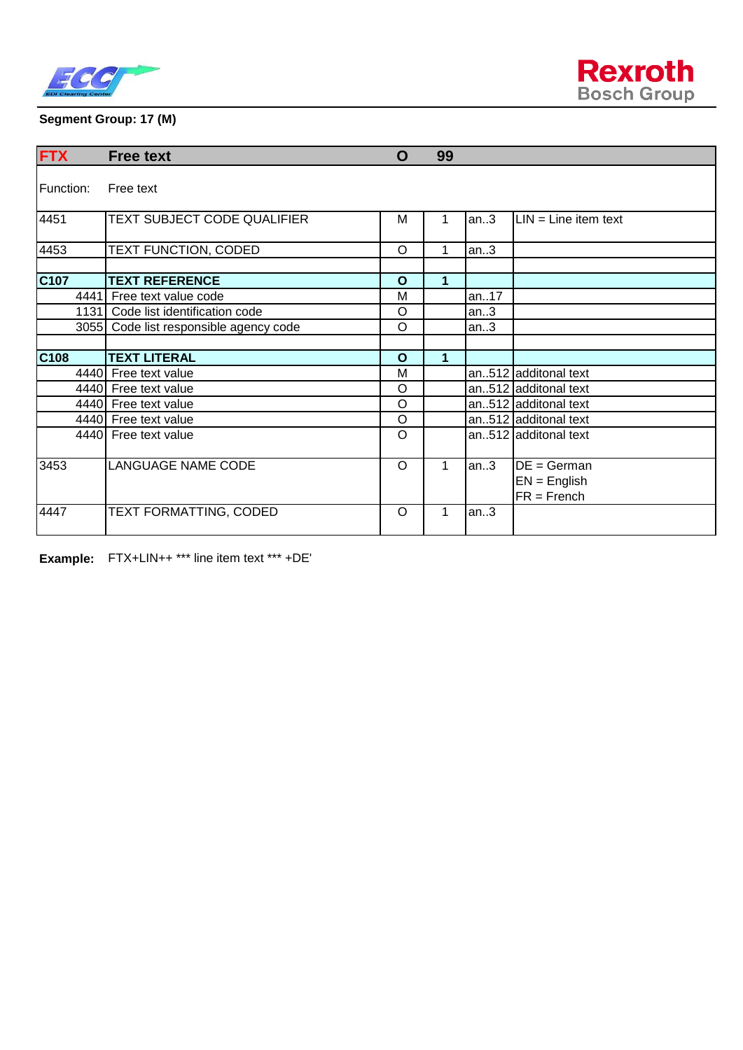**Segment Group: 17 (M)**

| FTX | Free text | O | 99 | | |
|---|---|---|---|---|---|
| Function: | Free text | | | | |
| 4451 | TEXT SUBJECT CODE QUALIFIER | M | 1 | an..3 | LIN = Line item text |
| 4453 | TEXT FUNCTION, CODED | O | 1 | an..3 | |
| | | | | | |
| **C107** | **TEXT REFERENCE** | **O** | **1** | | |
| 4441 | Free text value code | M | | an..17 | |
| 1131 | Code list identification code | O | | an..3 | |
| 3055 | Code list responsible agency code | O | | an..3 | |
| | | | | | |
| **C108** | **TEXT LITERAL** | **O** | **1** | | |
| 4440 | Free text value | M | | an..512 | additonal text |
| 4440 | Free text value | O | | an..512 | additonal text |
| 4440 | Free text value | O | | an..512 | additonal text |
| 4440 | Free text value | O | | an..512 | additonal text |
| 4440 | Free text value | O | | an..512 | additonal text |
| 3453 | LANGUAGE NAME CODE | O | 1 | an..3 | DE = German<br>EN = English<br>FR = French |
| 4447 | TEXT FORMATTING, CODED | O | 1 | an..3 | |

**Example:** FTX+LIN++ *** line item text *** +DE'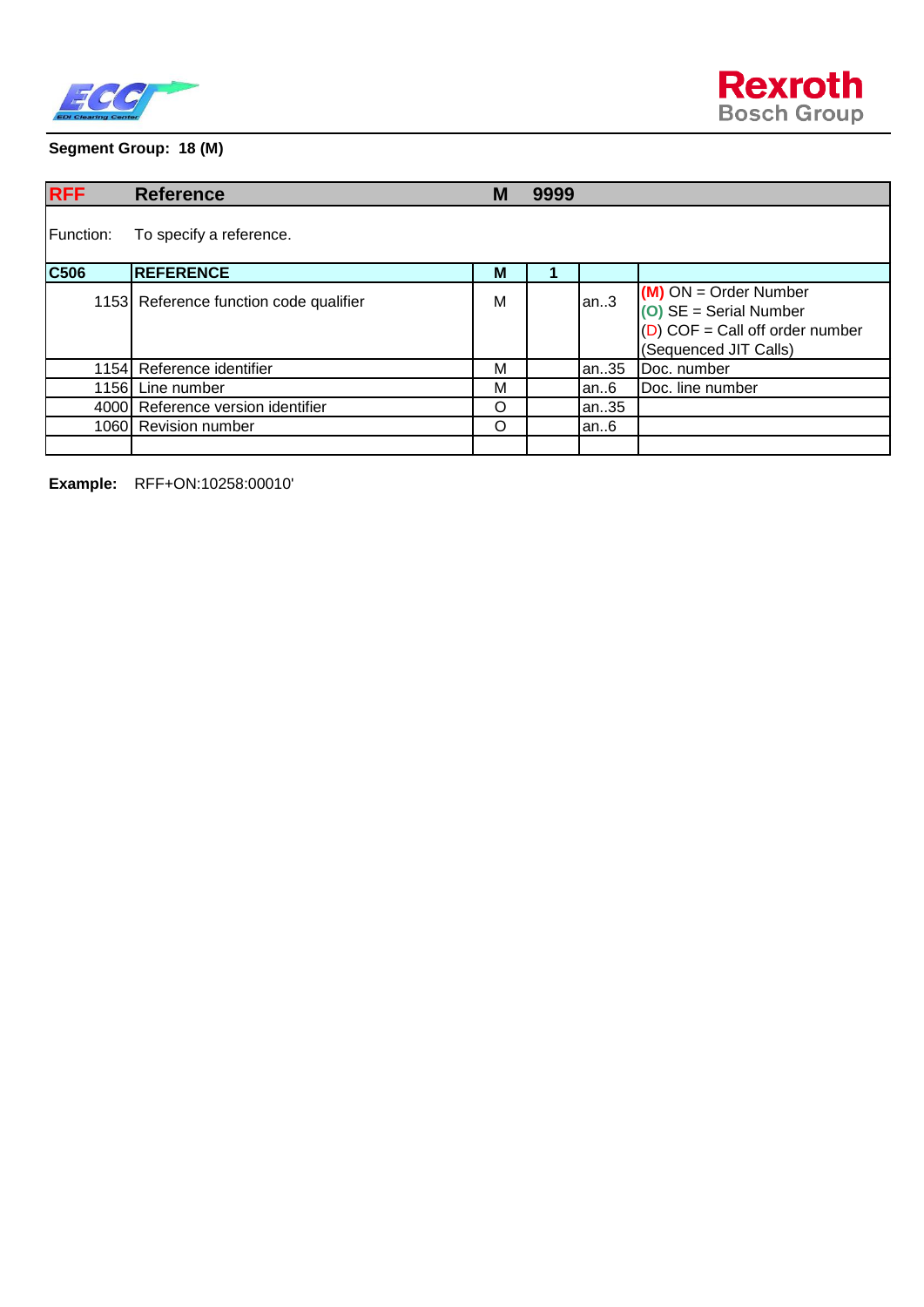**Segment Group: 18 (M)**

| RFF | Reference | M | 9999 | | |
|---|---|---|---|---|---|
| Function: | To specify a reference. | | | | |
| **C506** | **REFERENCE** | **M** | **1** | | |
| 1153 | Reference function code qualifier | M | | an..3 | (M) ON = Order Number<br>(O) SE = Serial Number<br>(D) COF = Call off order number (Sequenced JIT Calls) |
| 1154 | Reference identifier | M | | an..35 | Doc. number |
| 1156 | Line number | M | | an..6 | Doc. line number |
| 4000 | Reference version identifier | O | | an..35 | |
| 1060 | Revision number | O | | an..6 | |
| | | | | | |

**Example:** RFF+ON:10258:00010'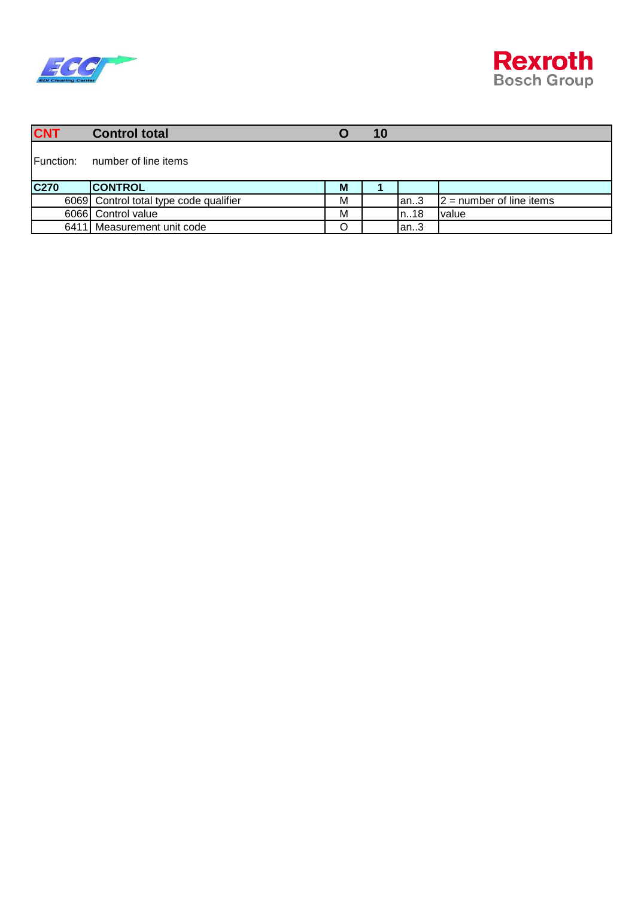| **CNT** | **Control total** | **O** | **10** | | |
|---|---|---|---|---|---|
| Function: | number of line items | | | | |
| **C270** | **CONTROL** | **M** | **1** | | |
| 6069 | Control total type code qualifier | M | | an..3 | 2 = number of line items |
| 6066 | Control value | M | | n..18 | value |
| 6411 | Measurement unit code | O | | an..3 | |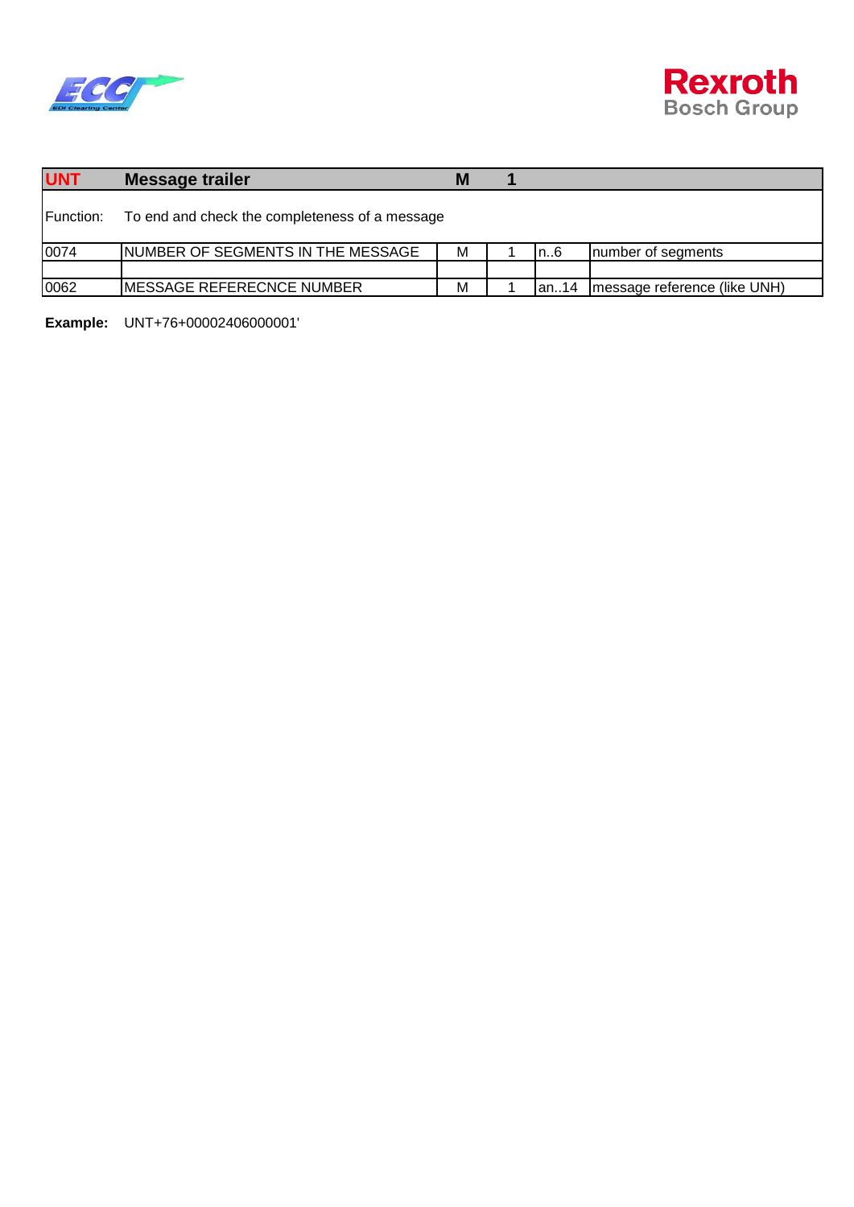| UNT | Message trailer | M | 1 | | |
|---|---|---|---|---|---|
| Function: | To end and check the completeness of a message | | | | |
| 0074 | NUMBER OF SEGMENTS IN THE MESSAGE | M | 1 | n..6 | number of segments |
| | | | | | |
| 0062 | MESSAGE REFERECNCE NUMBER | M | 1 | an..14 | message reference (like UNH) |

**Example:** UNT+76+00002406000001'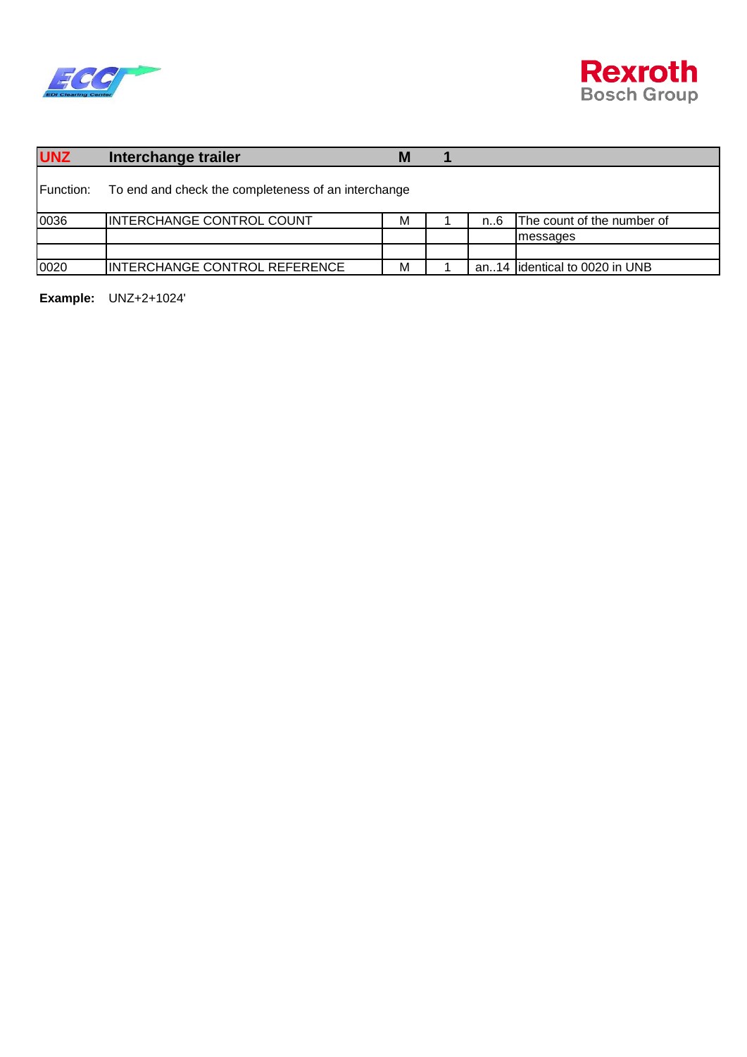| UNZ | Interchange trailer | M | 1 | | |
|---|---|---|---|---|---|
| Function: | To end and check the completeness of an interchange | | | | |
| 0036 | INTERCHANGE CONTROL COUNT | M | 1 | n..6 | The count of the number of messages |
| | | | | | |
| 0020 | INTERCHANGE CONTROL REFERENCE | M | 1 | an..14 | identical to 0020 in UNB |

**Example:** UNZ+2+1024'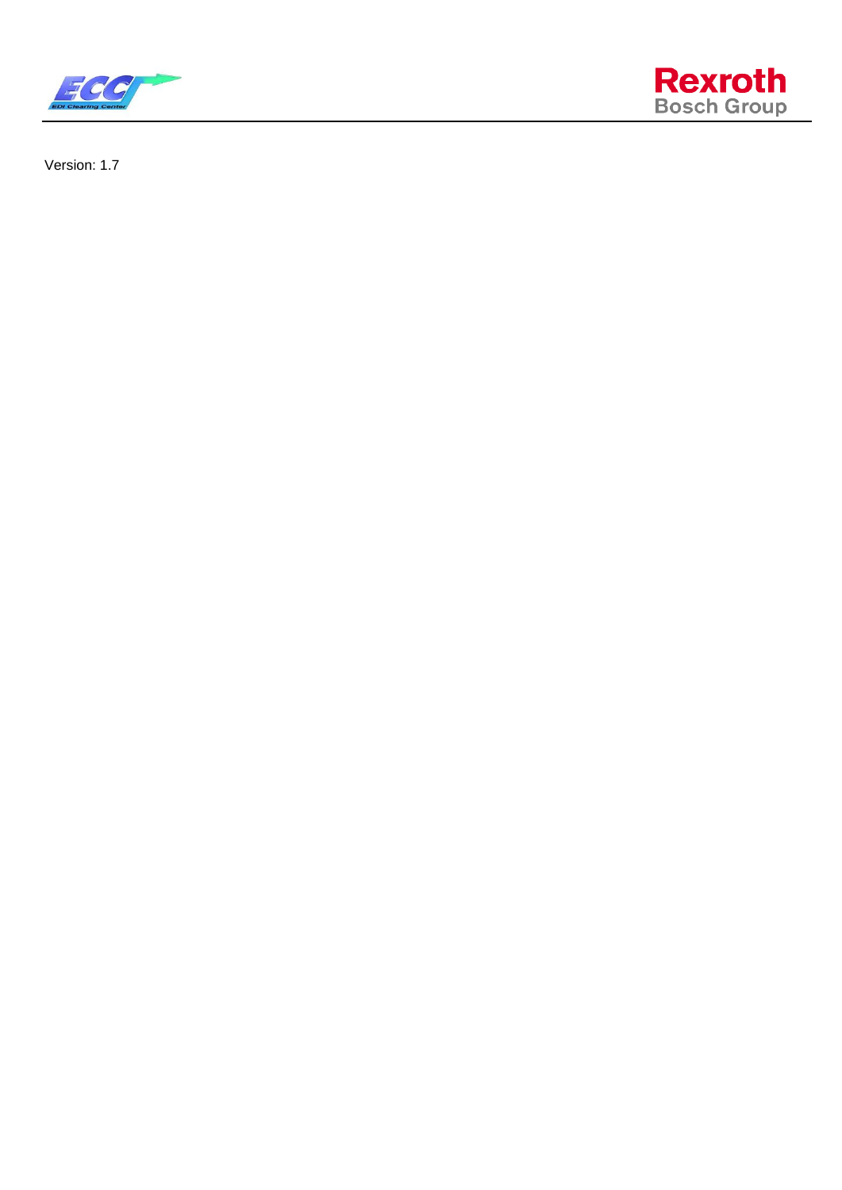Version: 1.7